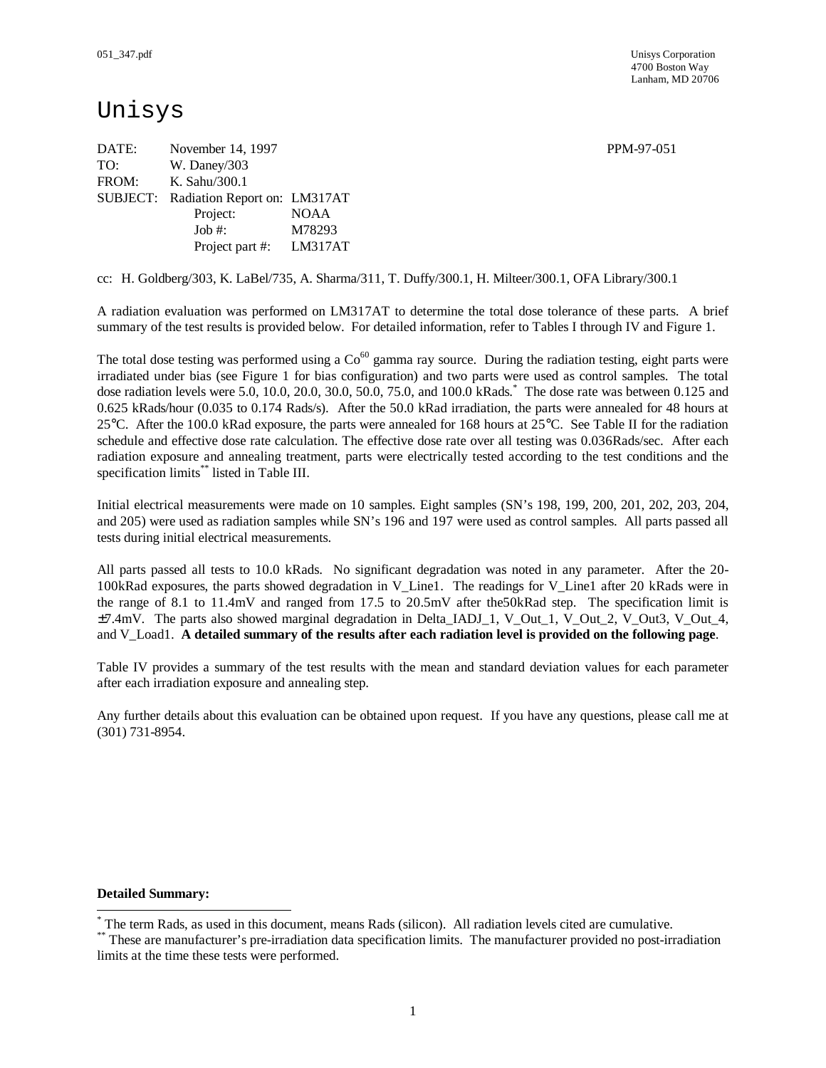Unisys Corporation
4700 Boston Way
Lanham, MD 20706

# Unisys

DATE: November 14, 1997 PPM-97-051
TO: W. Daney/303
FROM: K. Sahu/300.1
SUBJECT: Radiation Report on: LM317AT
Project: NOAA
Job #: M78293
Project part #: LM317AT

cc: H. Goldberg/303, K. LaBel/735, A. Sharma/311, T. Duffy/300.1, H. Milteer/300.1, OFA Library/300.1

A radiation evaluation was performed on LM317AT to determine the total dose tolerance of these parts. A brief summary of the test results is provided below. For detailed information, refer to Tables I through IV and Figure 1.

The total dose testing was performed using a $Co^{60}$ gamma ray source. During the radiation testing, eight parts were irradiated under bias (see Figure 1 for bias configuration) and two parts were used as control samples. The total dose radiation levels were 5.0, 10.0, 20.0, 30.0, 50.0, 75.0, and 100.0 kRads.[*] The dose rate was between 0.125 and 0.625 kRads/hour (0.035 to 0.174 Rads/s). After the 50.0 kRad irradiation, the parts were annealed for 48 hours at 25°C. After the 100.0 kRad exposure, the parts were annealed for 168 hours at 25°C. See Table II for the radiation schedule and effective dose rate calculation. The effective dose rate over all testing was 0.036Rads/sec. After each radiation exposure and annealing treatment, parts were electrically tested according to the test conditions and the specification limits[**] listed in Table III.

Initial electrical measurements were made on 10 samples. Eight samples (SN's 198, 199, 200, 201, 202, 203, 204, and 205) were used as radiation samples while SN's 196 and 197 were used as control samples. All parts passed all tests during initial electrical measurements.

All parts passed all tests to 10.0 kRads. No significant degradation was noted in any parameter. After the 20-100kRad exposures, the parts showed degradation in V_Line1. The readings for V_Line1 after 20 kRads were in the range of 8.1 to 11.4mV and ranged from 17.5 to 20.5mV after the50kRad step. The specification limit is ±7.4mV. The parts also showed marginal degradation in Delta_IADJ_1, V_Out_1, V_Out_2, V_Out3, V_Out_4, and V_Load1. **A detailed summary of the results after each radiation level is provided on the following page**.

Table IV provides a summary of the test results with the mean and standard deviation values for each parameter after each irradiation exposure and annealing step.

Any further details about this evaluation can be obtained upon request. If you have any questions, please call me at (301) 731-8954.

**Detailed Summary:**

---

[*] The term Rads, as used in this document, means Rads (silicon). All radiation levels cited are cumulative.

[**] These are manufacturer's pre-irradiation data specification limits. The manufacturer provided no post-irradiation limits at the time these tests were performed.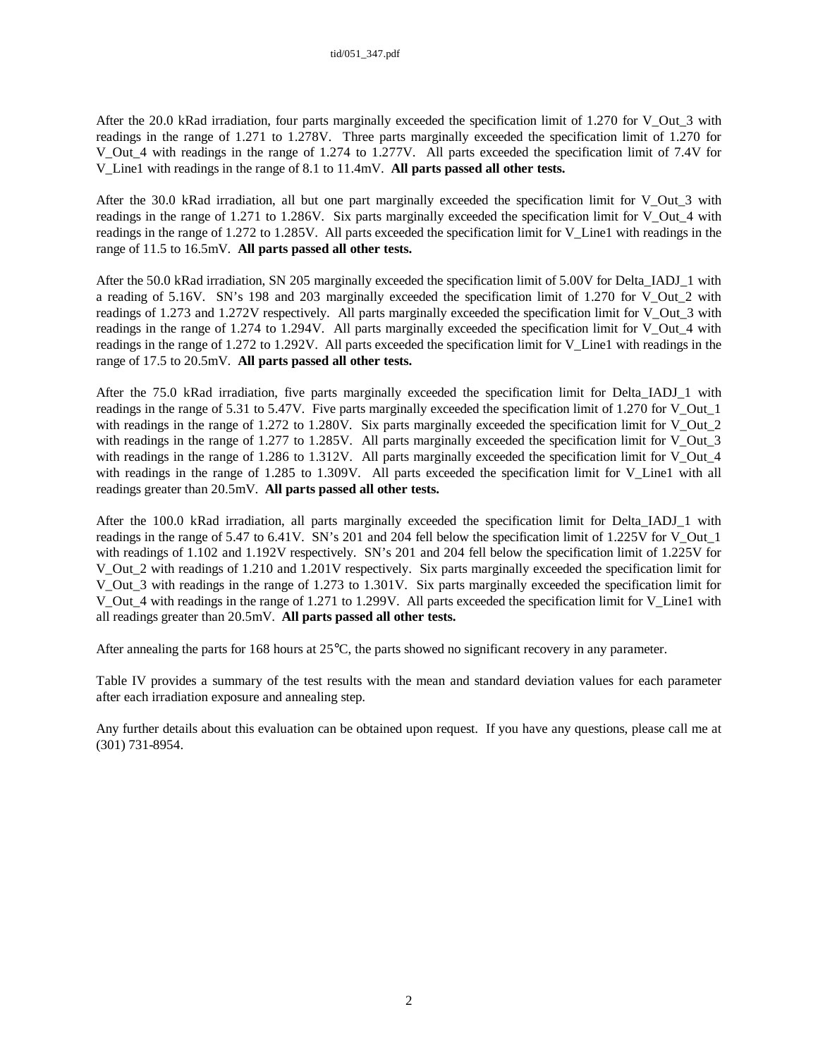After the 20.0 kRad irradiation, four parts marginally exceeded the specification limit of 1.270 for V_Out_3 with readings in the range of 1.271 to 1.278V. Three parts marginally exceeded the specification limit of 1.270 for V_Out_4 with readings in the range of 1.274 to 1.277V. All parts exceeded the specification limit of 7.4V for V_Line1 with readings in the range of 8.1 to 11.4mV. **All parts passed all other tests.**

After the 30.0 kRad irradiation, all but one part marginally exceeded the specification limit for V_Out_3 with readings in the range of 1.271 to 1.286V. Six parts marginally exceeded the specification limit for V_Out_4 with readings in the range of 1.272 to 1.285V. All parts exceeded the specification limit for V_Line1 with readings in the range of 11.5 to 16.5mV. **All parts passed all other tests.**

After the 50.0 kRad irradiation, SN 205 marginally exceeded the specification limit of 5.00V for Delta_IADJ_1 with a reading of 5.16V. SN's 198 and 203 marginally exceeded the specification limit of 1.270 for V_Out_2 with readings of 1.273 and 1.272V respectively. All parts marginally exceeded the specification limit for V_Out_3 with readings in the range of 1.274 to 1.294V. All parts marginally exceeded the specification limit for V_Out_4 with readings in the range of 1.272 to 1.292V. All parts exceeded the specification limit for V_Line1 with readings in the range of 17.5 to 20.5mV. **All parts passed all other tests.**

After the 75.0 kRad irradiation, five parts marginally exceeded the specification limit for Delta_IADJ_1 with readings in the range of 5.31 to 5.47V. Five parts marginally exceeded the specification limit of 1.270 for V_Out_1 with readings in the range of 1.272 to 1.280V. Six parts marginally exceeded the specification limit for V_Out_2 with readings in the range of 1.277 to 1.285V. All parts marginally exceeded the specification limit for V_Out_3 with readings in the range of 1.286 to 1.312V. All parts marginally exceeded the specification limit for V_Out_4 with readings in the range of 1.285 to 1.309V. All parts exceeded the specification limit for V_Line1 with all readings greater than 20.5mV. **All parts passed all other tests.**

After the 100.0 kRad irradiation, all parts marginally exceeded the specification limit for Delta_IADJ_1 with readings in the range of 5.47 to 6.41V. SN's 201 and 204 fell below the specification limit of 1.225V for V_Out_1 with readings of 1.102 and 1.192V respectively. SN's 201 and 204 fell below the specification limit of 1.225V for V_Out_2 with readings of 1.210 and 1.201V respectively. Six parts marginally exceeded the specification limit for V_Out_3 with readings in the range of 1.273 to 1.301V. Six parts marginally exceeded the specification limit for V_Out_4 with readings in the range of 1.271 to 1.299V. All parts exceeded the specification limit for V_Line1 with all readings greater than 20.5mV. **All parts passed all other tests.**

After annealing the parts for 168 hours at 25°C, the parts showed no significant recovery in any parameter.

Table IV provides a summary of the test results with the mean and standard deviation values for each parameter after each irradiation exposure and annealing step.

Any further details about this evaluation can be obtained upon request. If you have any questions, please call me at (301) 731-8954.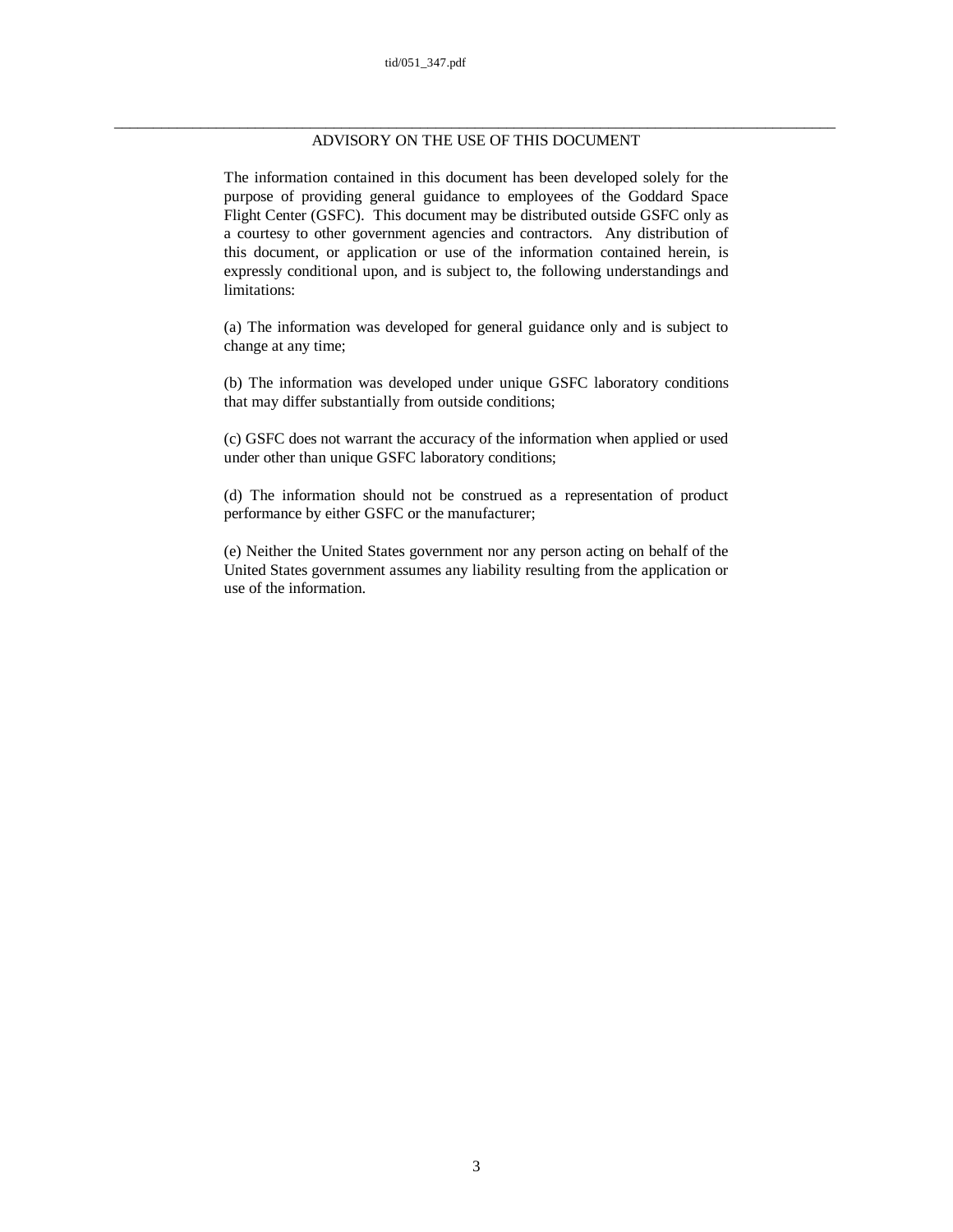## ADVISORY ON THE USE OF THIS DOCUMENT

The information contained in this document has been developed solely for the purpose of providing general guidance to employees of the Goddard Space Flight Center (GSFC). This document may be distributed outside GSFC only as a courtesy to other government agencies and contractors. Any distribution of this document, or application or use of the information contained herein, is expressly conditional upon, and is subject to, the following understandings and limitations:

(a) The information was developed for general guidance only and is subject to change at any time;

(b) The information was developed under unique GSFC laboratory conditions that may differ substantially from outside conditions;

(c) GSFC does not warrant the accuracy of the information when applied or used under other than unique GSFC laboratory conditions;

(d) The information should not be construed as a representation of product performance by either GSFC or the manufacturer;

(e) Neither the United States government nor any person acting on behalf of the United States government assumes any liability resulting from the application or use of the information.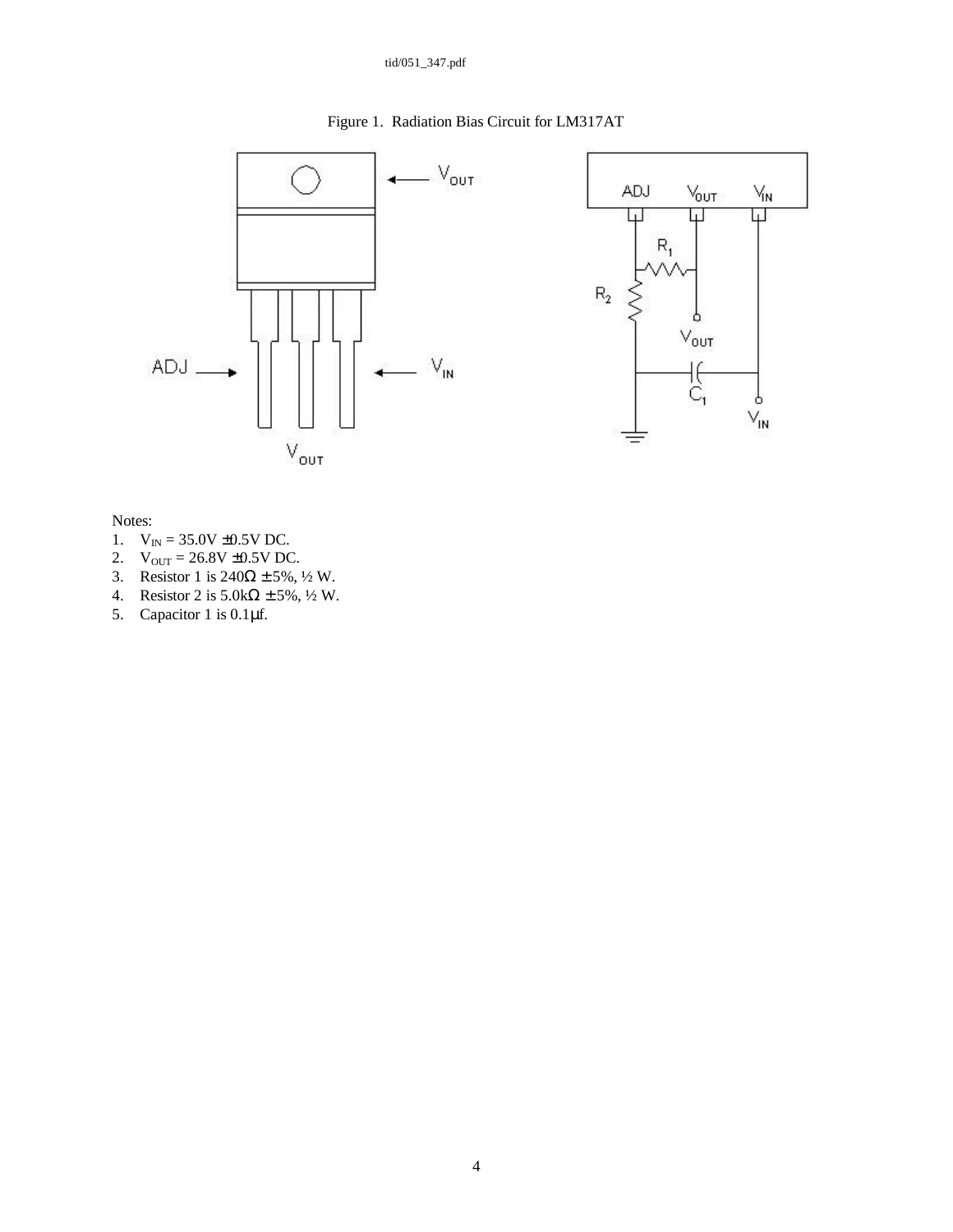Figure 1. Radiation Bias Circuit for LM317AT

Notes:

1. $V_{IN}$ = 35.0V ±0.5V DC.
2. $V_{OUT}$ = 26.8V ±0.5V DC.
3. Resistor 1 is 240Ω ± 5%, ½ W.
4. Resistor 2 is 5.0kΩ ± 5%, ½ W.
5. Capacitor 1 is 0.1μf.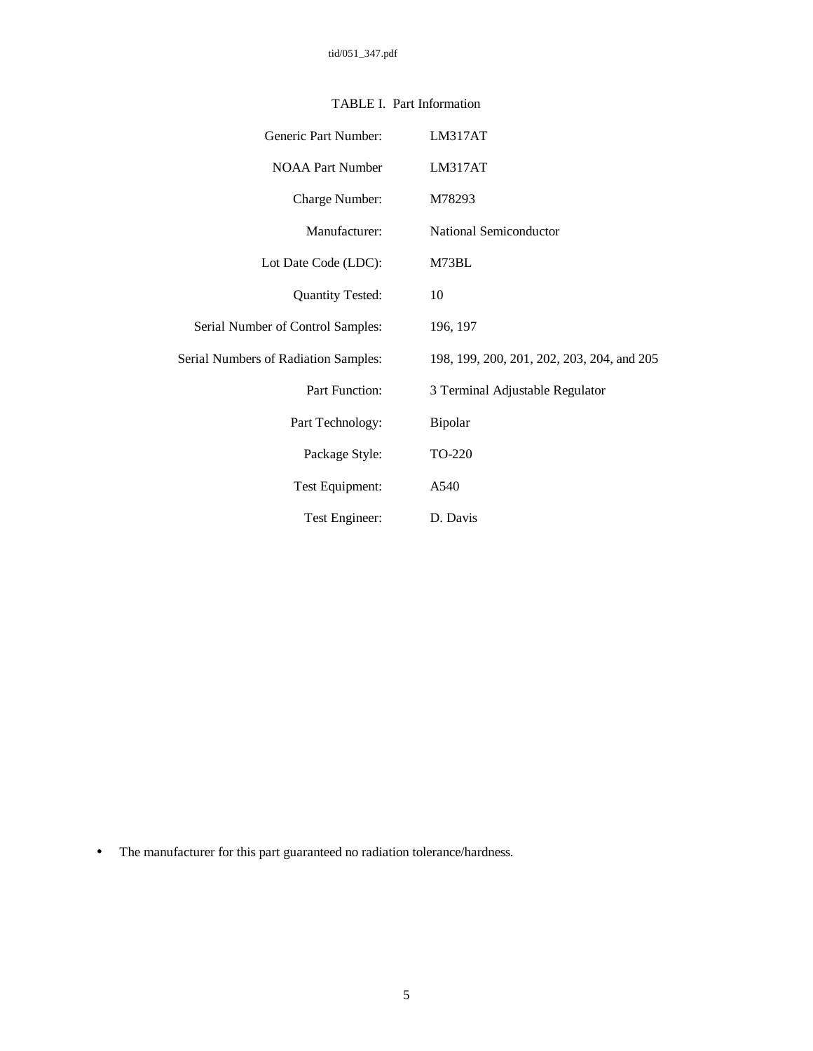TABLE I. Part Information

| | |
|---|---|
| Generic Part Number: | LM317AT |
| NOAA Part Number | LM317AT |
| Charge Number: | M78293 |
| Manufacturer: | National Semiconductor |
| Lot Date Code (LDC): | M73BL |
| Quantity Tested: | 10 |
| Serial Number of Control Samples: | 196, 197 |
| Serial Numbers of Radiation Samples: | 198, 199, 200, 201, 202, 203, 204, and 205 |
| Part Function: | 3 Terminal Adjustable Regulator |
| Part Technology: | Bipolar |
| Package Style: | TO-220 |
| Test Equipment: | A540 |
| Test Engineer: | D. Davis |

- The manufacturer for this part guaranteed no radiation tolerance/hardness.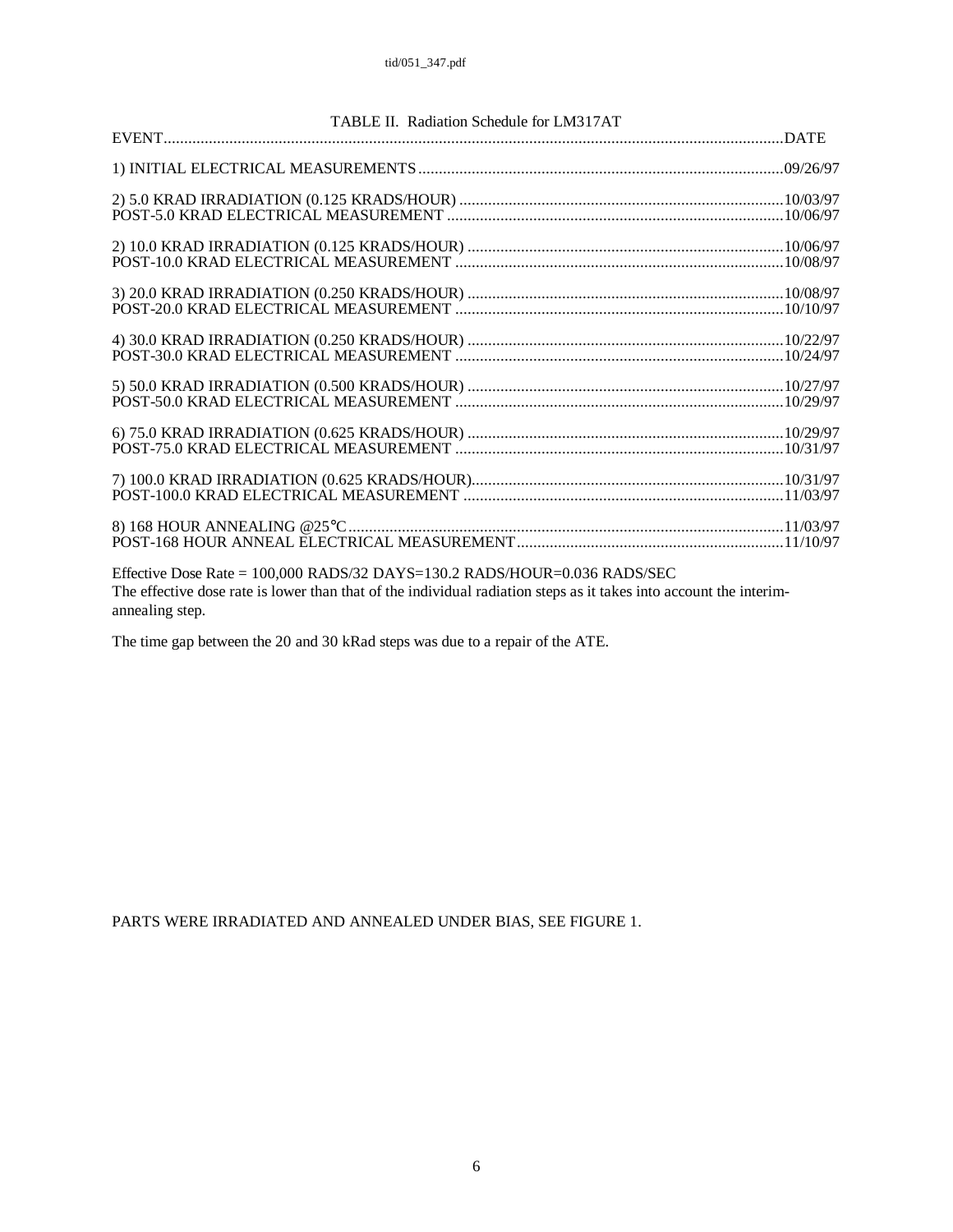TABLE II. Radiation Schedule for LM317AT

| EVENT | DATE |
|---|---|
| 1) INITIAL ELECTRICAL MEASUREMENTS | 09/26/97 |
| 2) 5.0 KRAD IRRADIATION (0.125 KRADS/HOUR) | 10/03/97 |
| POST-5.0 KRAD ELECTRICAL MEASUREMENT | 10/06/97 |
| 2) 10.0 KRAD IRRADIATION (0.125 KRADS/HOUR) | 10/06/97 |
| POST-10.0 KRAD ELECTRICAL MEASUREMENT | 10/08/97 |
| 3) 20.0 KRAD IRRADIATION (0.250 KRADS/HOUR) | 10/08/97 |
| POST-20.0 KRAD ELECTRICAL MEASUREMENT | 10/10/97 |
| 4) 30.0 KRAD IRRADIATION (0.250 KRADS/HOUR) | 10/22/97 |
| POST-30.0 KRAD ELECTRICAL MEASUREMENT | 10/24/97 |
| 5) 50.0 KRAD IRRADIATION (0.500 KRADS/HOUR) | 10/27/97 |
| POST-50.0 KRAD ELECTRICAL MEASUREMENT | 10/29/97 |
| 6) 75.0 KRAD IRRADIATION (0.625 KRADS/HOUR) | 10/29/97 |
| POST-75.0 KRAD ELECTRICAL MEASUREMENT | 10/31/97 |
| 7) 100.0 KRAD IRRADIATION (0.625 KRADS/HOUR) | 10/31/97 |
| POST-100.0 KRAD ELECTRICAL MEASUREMENT | 11/03/97 |
| 8) 168 HOUR ANNEALING @25°C | 11/03/97 |
| POST-168 HOUR ANNEAL ELECTRICAL MEASUREMENT | 11/10/97 |

Effective Dose Rate = 100,000 RADS/32 DAYS=130.2 RADS/HOUR=0.036 RADS/SEC
The effective dose rate is lower than that of the individual radiation steps as it takes into account the interim-annealing step.

The time gap between the 20 and 30 kRad steps was due to a repair of the ATE.

PARTS WERE IRRADIATED AND ANNEALED UNDER BIAS, SEE FIGURE 1.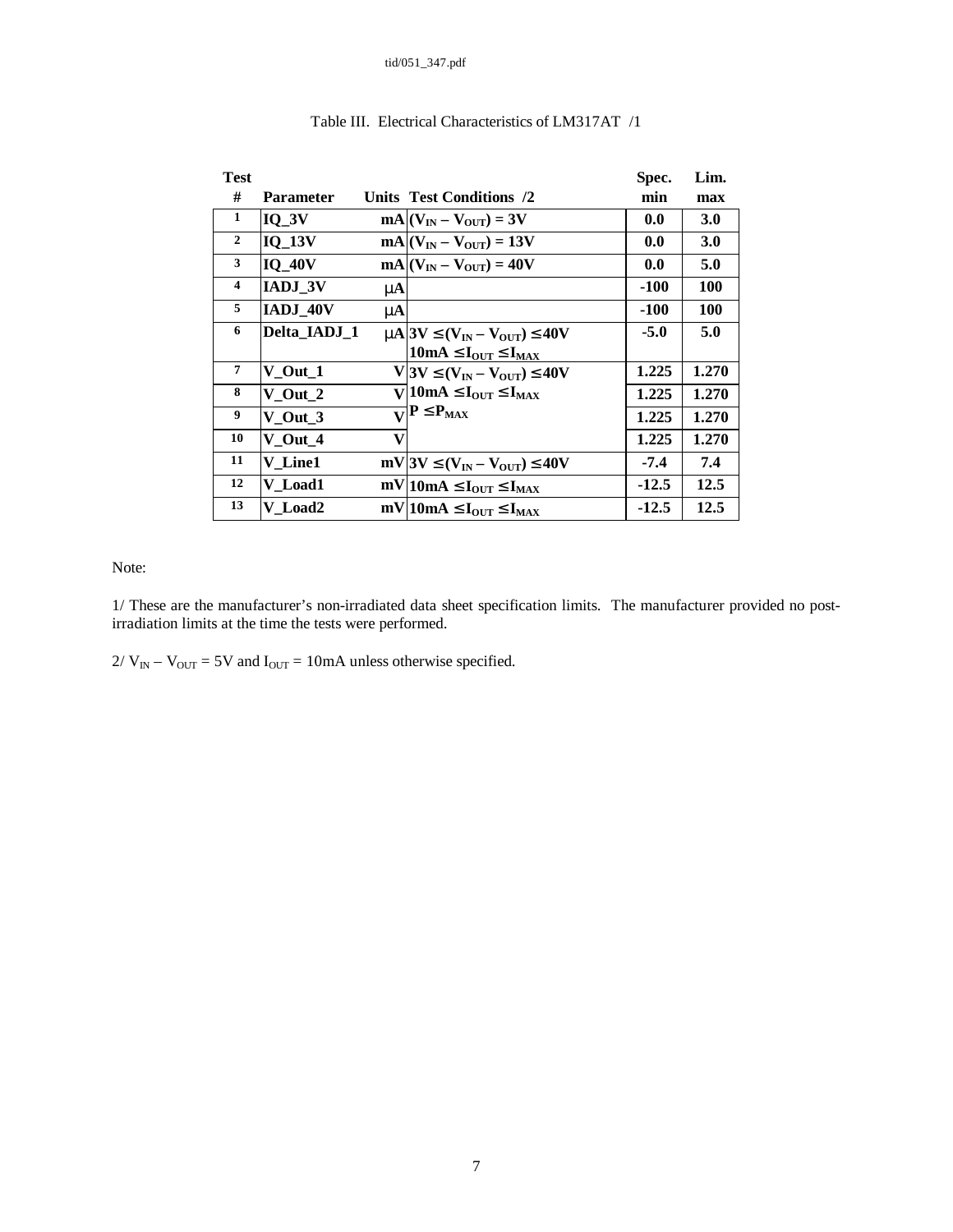tid/051_347.pdf

Table III. Electrical Characteristics of LM317AT /1

| Test # | Parameter | Units | Test Conditions /2 | Spec. min | Lim. max |
|---|---|---|---|---|---|
| 1 | IQ_3V | mA | $(V_{IN} - V_{OUT}) = 3V$ | 0.0 | 3.0 |
| 2 | IQ_13V | mA | $(V_{IN} - V_{OUT}) = 13V$ | 0.0 | 3.0 |
| 3 | IQ_40V | mA | $(V_{IN} - V_{OUT}) = 40V$ | 0.0 | 5.0 |
| 4 | IADJ_3V | μA | | -100 | 100 |
| 5 | IADJ_40V | μA | | -100 | 100 |
| 6 | Delta_IADJ_1 | μA | $3V \leq (V_{IN} - V_{OUT}) \leq 40V$ $10mA \leq I_{OUT} \leq I_{MAX}$ | -5.0 | 5.0 |
| 7 | V_Out_1 | V | $3V \leq (V_{IN} - V_{OUT}) \leq 40V$ $10mA \leq I_{OUT} \leq I_{MAX}$ $P \leq P_{MAX}$ | 1.225 | 1.270 |
| 8 | V_Out_2 | V | | 1.225 | 1.270 |
| 9 | V_Out_3 | V | | 1.225 | 1.270 |
| 10 | V_Out_4 | V | | 1.225 | 1.270 |
| 11 | V_Line1 | mV | $3V \leq (V_{IN} - V_{OUT}) \leq 40V$ | -7.4 | 7.4 |
| 12 | V_Load1 | mV | $10mA \leq I_{OUT} \leq I_{MAX}$ | -12.5 | 12.5 |
| 13 | V_Load2 | mV | $10mA \leq I_{OUT} \leq I_{MAX}$ | -12.5 | 12.5 |

Note:

1/ These are the manufacturer's non-irradiated data sheet specification limits. The manufacturer provided no post-irradiation limits at the time the tests were performed.

2/ $V_{IN} - V_{OUT} = 5V$ and $I_{OUT} = 10mA$ unless otherwise specified.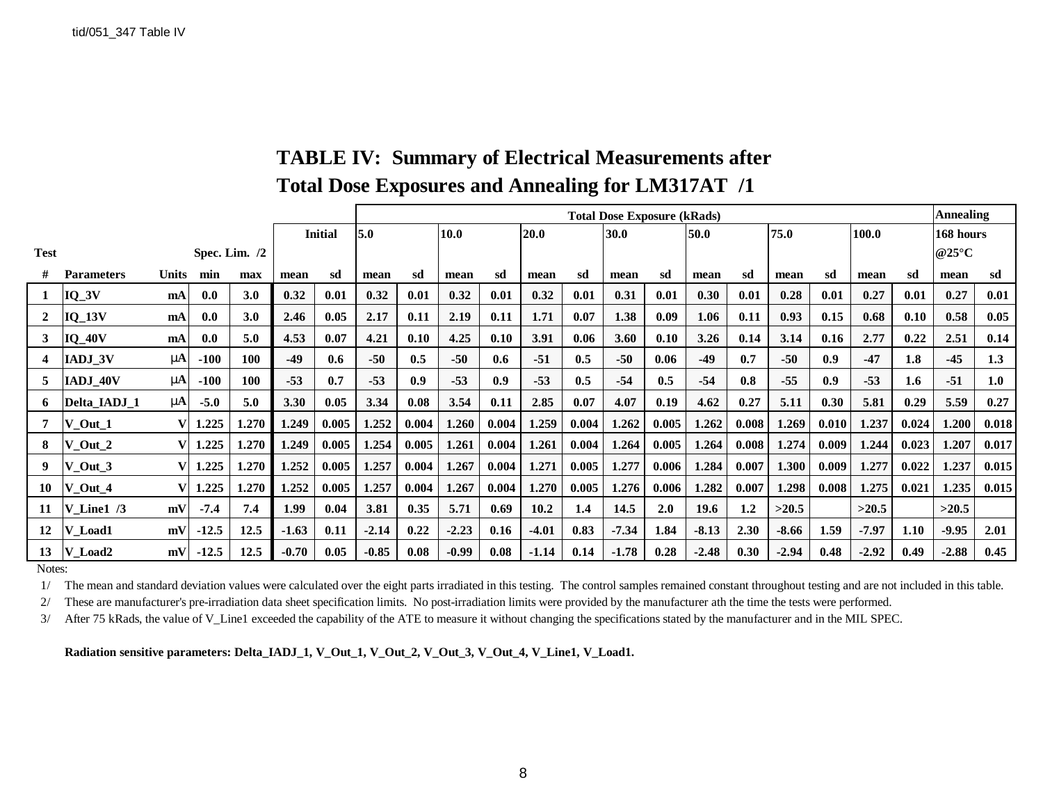tid/051_347 Table IV

# TABLE IV: Summary of Electrical Measurements after Total Dose Exposures and Annealing for LM317AT /1

| Test # | Parameters | Units | Spec. Lim. /2 min | Spec. Lim. /2 max | Initial mean | Initial sd | 5.0 mean | 5.0 sd | 10.0 mean | 10.0 sd | 20.0 mean | 20.0 sd | 30.0 mean | 30.0 sd | 50.0 mean | 50.0 sd | 75.0 mean | 75.0 sd | 100.0 mean | 100.0 sd | Annealing 168 hours @25°C mean | Annealing 168 hours @25°C sd |
|---|---|---|---|---|---|---|---|---|---|---|---|---|---|---|---|---|---|---|---|---|---|---|
| | | | | | | | Total Dose Exposure (kRads) | | | | | | | | | | | | | | | |
| 1 | IQ_3V | mA | 0.0 | 3.0 | 0.32 | 0.01 | 0.32 | 0.01 | 0.32 | 0.01 | 0.32 | 0.01 | 0.31 | 0.01 | 0.30 | 0.01 | 0.28 | 0.01 | 0.27 | 0.01 | 0.27 | 0.01 |
| 2 | IQ_13V | mA | 0.0 | 3.0 | 2.46 | 0.05 | 2.17 | 0.11 | 2.19 | 0.11 | 1.71 | 0.07 | 1.38 | 0.09 | 1.06 | 0.11 | 0.93 | 0.15 | 0.68 | 0.10 | 0.58 | 0.05 |
| 3 | IQ_40V | mA | 0.0 | 5.0 | 4.53 | 0.07 | 4.21 | 0.10 | 4.25 | 0.10 | 3.91 | 0.06 | 3.60 | 0.10 | 3.26 | 0.14 | 3.14 | 0.16 | 2.77 | 0.22 | 2.51 | 0.14 |
| 4 | IADJ_3V | µA | -100 | 100 | -49 | 0.6 | -50 | 0.5 | -50 | 0.6 | -51 | 0.5 | -50 | 0.06 | -49 | 0.7 | -50 | 0.9 | -47 | 1.8 | -45 | 1.3 |
| 5 | IADJ_40V | µA | -100 | 100 | -53 | 0.7 | -53 | 0.9 | -53 | 0.9 | -53 | 0.5 | -54 | 0.5 | -54 | 0.8 | -55 | 0.9 | -53 | 1.6 | -51 | 1.0 |
| 6 | Delta_IADJ_1 | µA | -5.0 | 5.0 | 3.30 | 0.05 | 3.34 | 0.08 | 3.54 | 0.11 | 2.85 | 0.07 | 4.07 | 0.19 | 4.62 | 0.27 | 5.11 | 0.30 | 5.81 | 0.29 | 5.59 | 0.27 |
| 7 | V_Out_1 | V | 1.225 | 1.270 | 1.249 | 0.005 | 1.252 | 0.004 | 1.260 | 0.004 | 1.259 | 0.004 | 1.262 | 0.005 | 1.262 | 0.008 | 1.269 | 0.010 | 1.237 | 0.024 | 1.200 | 0.018 |
| 8 | V_Out_2 | V | 1.225 | 1.270 | 1.249 | 0.005 | 1.254 | 0.005 | 1.261 | 0.004 | 1.261 | 0.004 | 1.264 | 0.005 | 1.264 | 0.008 | 1.274 | 0.009 | 1.244 | 0.023 | 1.207 | 0.017 |
| 9 | V_Out_3 | V | 1.225 | 1.270 | 1.252 | 0.005 | 1.257 | 0.004 | 1.267 | 0.004 | 1.271 | 0.005 | 1.277 | 0.006 | 1.284 | 0.007 | 1.300 | 0.009 | 1.277 | 0.022 | 1.237 | 0.015 |
| 10 | V_Out_4 | V | 1.225 | 1.270 | 1.252 | 0.005 | 1.257 | 0.004 | 1.267 | 0.004 | 1.270 | 0.005 | 1.276 | 0.006 | 1.282 | 0.007 | 1.298 | 0.008 | 1.275 | 0.021 | 1.235 | 0.015 |
| 11 | V_Line1 /3 | mV | -7.4 | 7.4 | 1.99 | 0.04 | 3.81 | 0.35 | 5.71 | 0.69 | 10.2 | 1.4 | 14.5 | 2.0 | 19.6 | 1.2 | >20.5 | | >20.5 | | >20.5 | |
| 12 | V_Load1 | mV | -12.5 | 12.5 | -1.63 | 0.11 | -2.14 | 0.22 | -2.23 | 0.16 | -4.01 | 0.83 | -7.34 | 1.84 | -8.13 | 2.30 | -8.66 | 1.59 | -7.97 | 1.10 | -9.95 | 2.01 |
| 13 | V_Load2 | mV | -12.5 | 12.5 | -0.70 | 0.05 | -0.85 | 0.08 | -0.99 | 0.08 | -1.14 | 0.14 | -1.78 | 0.28 | -2.48 | 0.30 | -2.94 | 0.48 | -2.92 | 0.49 | -2.88 | 0.45 |

Notes:

1/ The mean and standard deviation values were calculated over the eight parts irradiated in this testing. The control samples remained constant throughout testing and are not included in this table.

2/ These are manufacturer's pre-irradiation data sheet specification limits. No post-irradiation limits were provided by the manufacturer ath the time the tests were performed.

3/ After 75 kRads, the value of V_Line1 exceeded the capability of the ATE to measure it without changing the specifications stated by the manufacturer and in the MIL SPEC.

**Radiation sensitive parameters: Delta_IADJ_1, V_Out_1, V_Out_2, V_Out_3, V_Out_4, V_Line1, V_Load1.**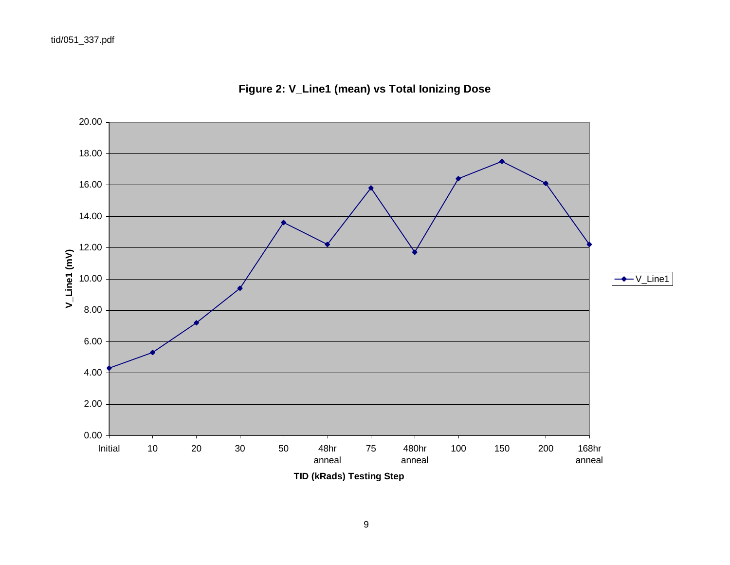tid/051_337.pdf

**Figure 2: V_Line1 (mean) vs Total Ionizing Dose**

V_Line1 (mV)

20.00
18.00
16.00
14.00
12.00
10.00
8.00
6.00
4.00
2.00
0.00

Initial
10
20
30
50
48hr anneal
75
480hr anneal
100
150
200
168hr anneal

TID (kRads) Testing Step

V_Line1